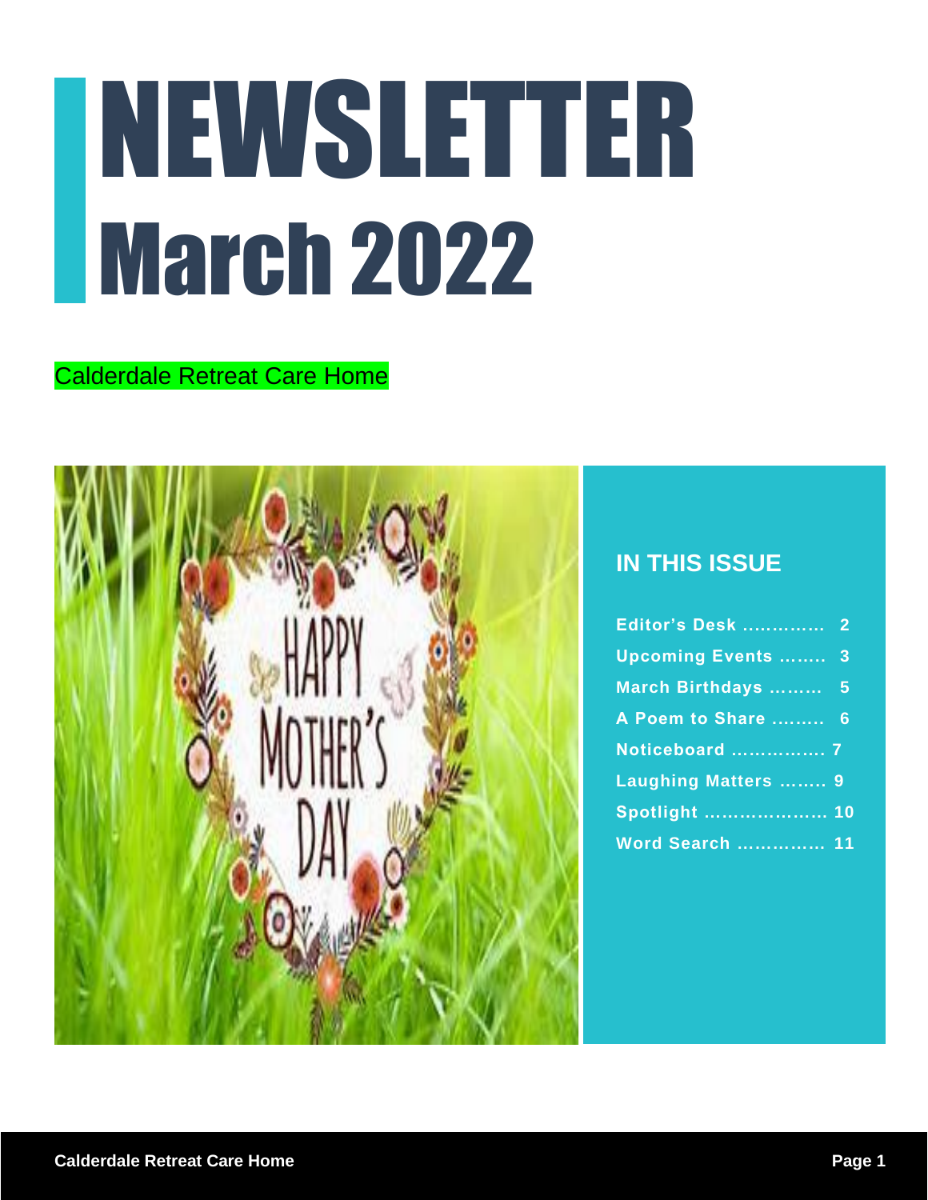# NEWSLETTER March 2022

Calderdale Retreat Care Home

## IN THIS ISSUE

Editor's Desk ............. 2
Upcoming Events ........ 3
March Birthdays ......... 5
A Poem to Share ......... 6
Noticeboard ................ 7
Laughing Matters ........ 9
Spotlight ..................... 10
Word Search ............... 11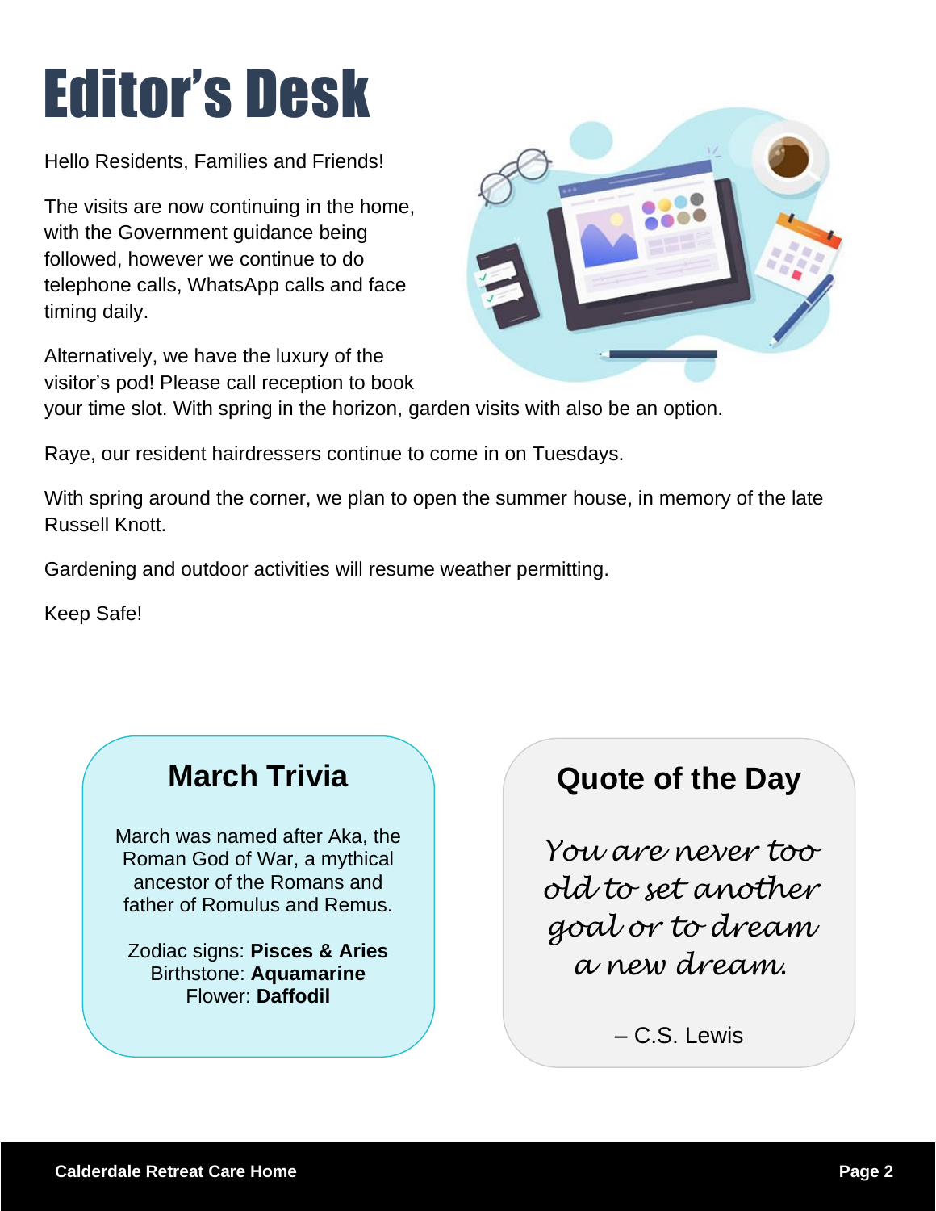# Editor's Desk

Hello Residents, Families and Friends!

The visits are now continuing in the home, with the Government guidance being followed, however we continue to do telephone calls, WhatsApp calls and face timing daily.

Alternatively, we have the luxury of the visitor's pod! Please call reception to book your time slot. With spring in the horizon, garden visits with also be an option.

Raye, our resident hairdressers continue to come in on Tuesdays.

With spring around the corner, we plan to open the summer house, in memory of the late Russell Knott.

Gardening and outdoor activities will resume weather permitting.

Keep Safe!

## March Trivia

March was named after Aka, the Roman God of War, a mythical ancestor of the Romans and father of Romulus and Remus.

Zodiac signs: **Pisces & Aries**
Birthstone: **Aquamarine**
Flower: **Daffodil**

## Quote of the Day

*You are never too old to set another goal or to dream a new dream.*

– C.S. Lewis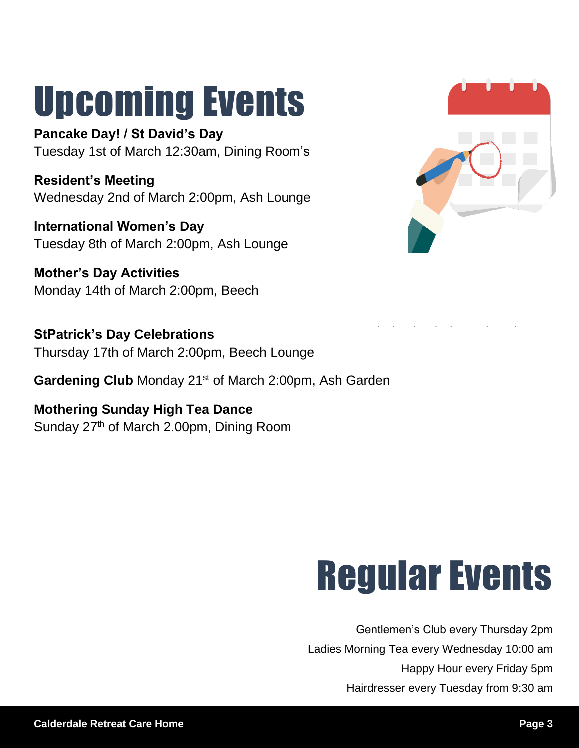# Upcoming Events

**Pancake Day! / St David's Day**
Tuesday 1st of March 12:30am, Dining Room's

**Resident's Meeting**
Wednesday 2nd of March 2:00pm, Ash Lounge

**International Women's Day**
Tuesday 8th of March 2:00pm, Ash Lounge

**Mother's Day Activities**
Monday 14th of March 2:00pm, Beech

**StPatrick's Day Celebrations**
Thursday 17th of March 2:00pm, Beech Lounge

**Gardening Club** Monday 21st of March 2:00pm, Ash Garden

**Mothering Sunday High Tea Dance**
Sunday 27th of March 2.00pm, Dining Room

# Regular Events

Gentlemen's Club every Thursday 2pm

Ladies Morning Tea every Wednesday 10:00 am

Happy Hour every Friday 5pm

Hairdresser every Tuesday from 9:30 am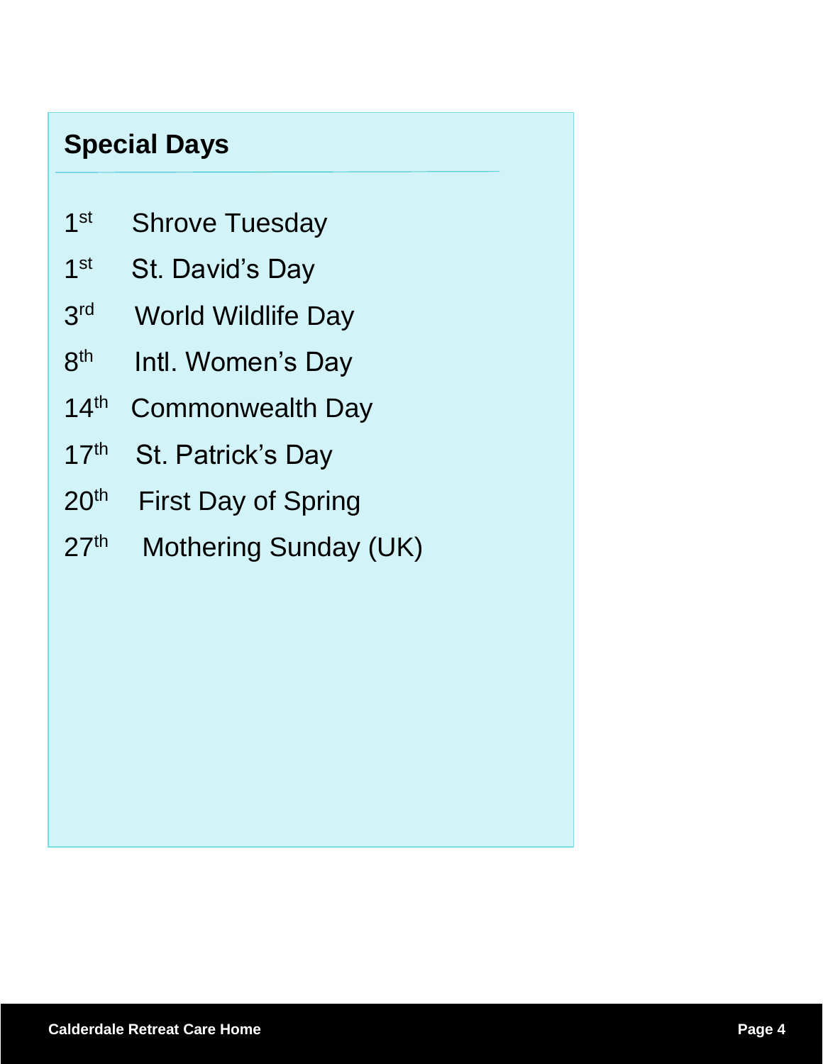## Special Days

1st Shrove Tuesday

1st St. David's Day

3rd World Wildlife Day

8th Intl. Women's Day

14th Commonwealth Day

17th St. Patrick's Day

20th First Day of Spring

27th Mothering Sunday (UK)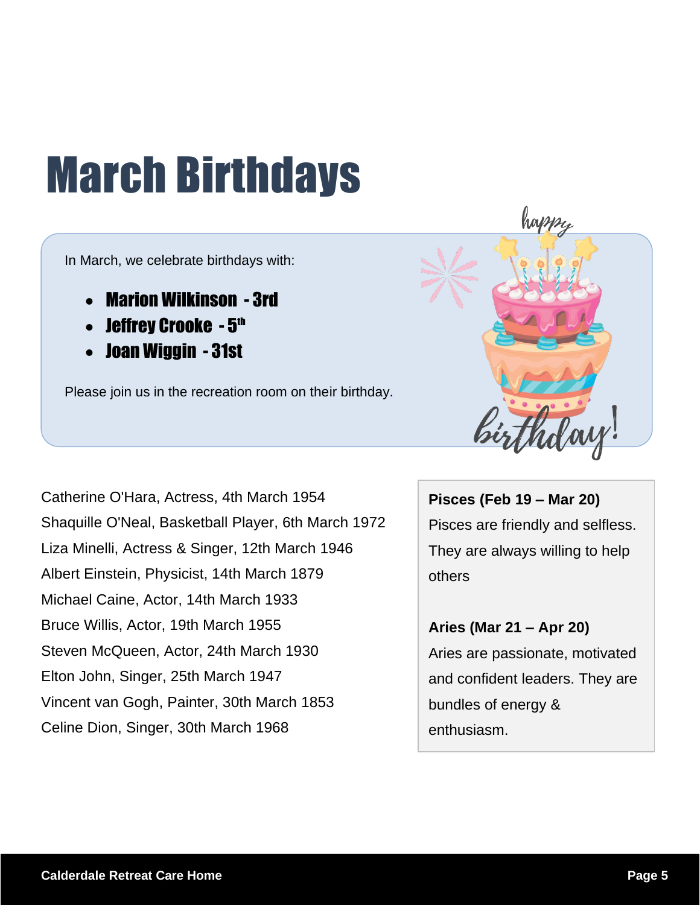# March Birthdays

In March, we celebrate birthdays with:

- **Marion Wilkinson - 3rd**
- **Jeffrey Crooke - 5th**
- **Joan Wiggin - 31st**

Please join us in the recreation room on their birthday.

Catherine O'Hara, Actress, 4th March 1954
Shaquille O'Neal, Basketball Player, 6th March 1972
Liza Minelli, Actress & Singer, 12th March 1946
Albert Einstein, Physicist, 14th March 1879
Michael Caine, Actor, 14th March 1933
Bruce Willis, Actor, 19th March 1955
Steven McQueen, Actor, 24th March 1930
Elton John, Singer, 25th March 1947
Vincent van Gogh, Painter, 30th March 1853
Celine Dion, Singer, 30th March 1968

**Pisces (Feb 19 – Mar 20)**
Pisces are friendly and selfless. They are always willing to help others

**Aries (Mar 21 – Apr 20)**
Aries are passionate, motivated and confident leaders. They are bundles of energy & enthusiasm.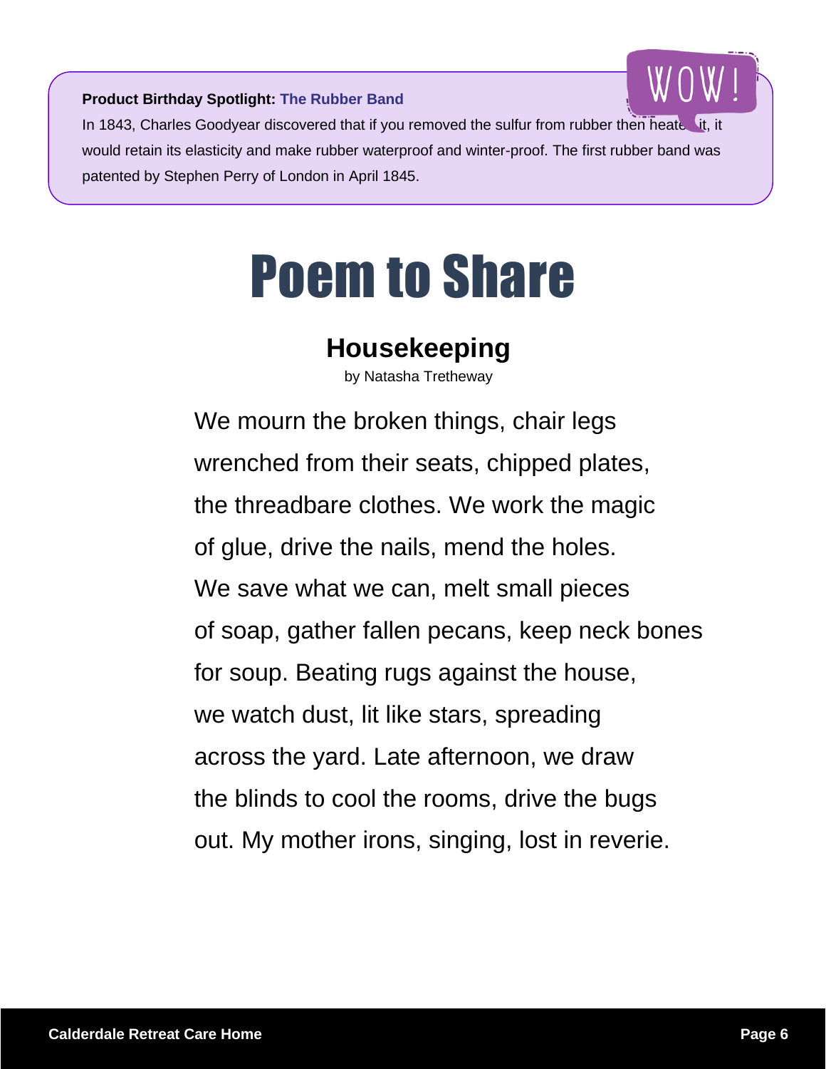**Product Birthday Spotlight:** **The Rubber Band**

In 1843, Charles Goodyear discovered that if you removed the sulfur from rubber then heated it, it would retain its elasticity and make rubber waterproof and winter-proof. The first rubber band was patented by Stephen Perry of London in April 1845.

# Poem to Share

## Housekeeping

by Natasha Tretheway

We mourn the broken things, chair legs
wrenched from their seats, chipped plates,
the threadbare clothes. We work the magic
of glue, drive the nails, mend the holes.
We save what we can, melt small pieces
of soap, gather fallen pecans, keep neck bones
for soup. Beating rugs against the house,
we watch dust, lit like stars, spreading
across the yard. Late afternoon, we draw
the blinds to cool the rooms, drive the bugs
out. My mother irons, singing, lost in reverie.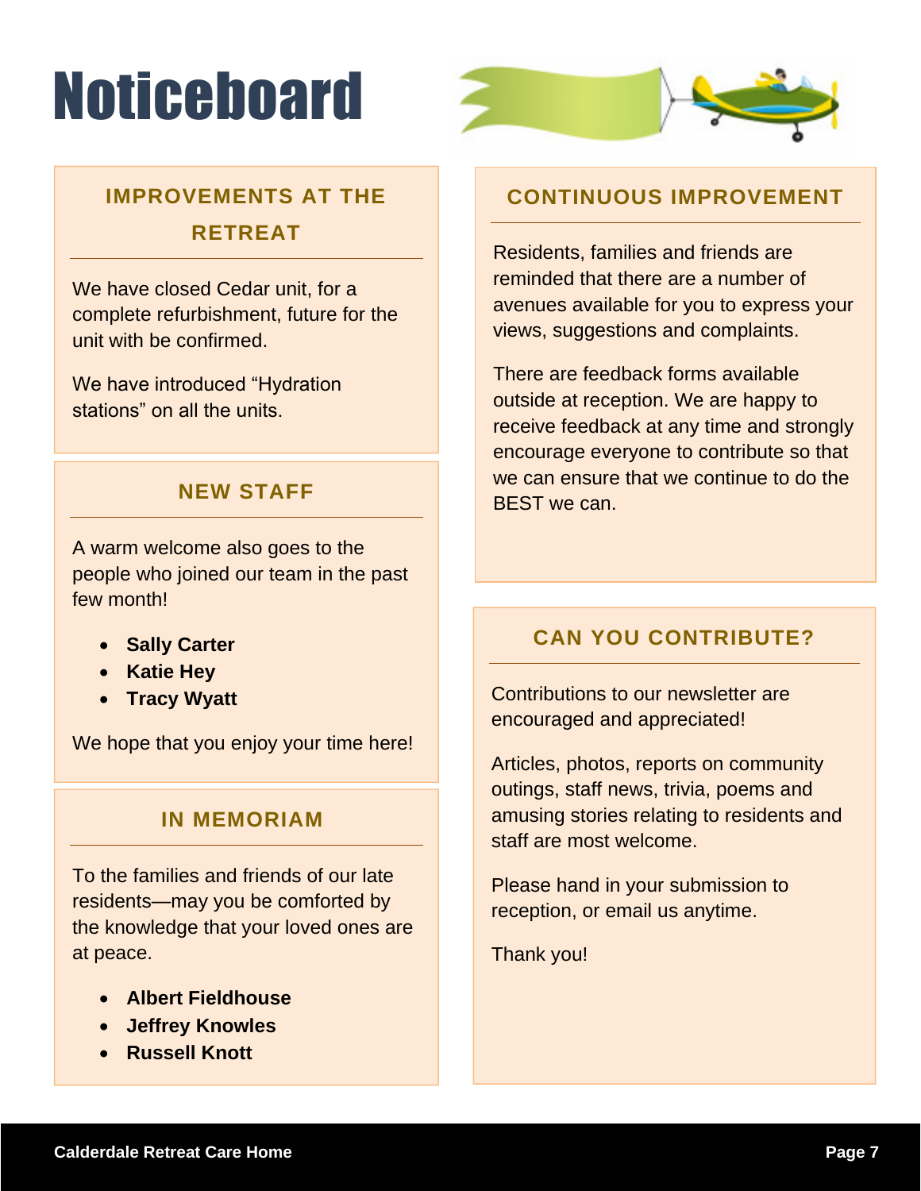# Noticeboard

## IMPROVEMENTS AT THE RETREAT

We have closed Cedar unit, for a complete refurbishment, future for the unit with be confirmed.

We have introduced “Hydration stations” on all the units.

## NEW STAFF

A warm welcome also goes to the people who joined our team in the past few month!

- **Sally Carter**
- **Katie Hey**
- **Tracy Wyatt**

We hope that you enjoy your time here!

## IN MEMORIAM

To the families and friends of our late residents—may you be comforted by the knowledge that your loved ones are at peace.

- **Albert Fieldhouse**
- **Jeffrey Knowles**
- **Russell Knott**

## CONTINUOUS IMPROVEMENT

Residents, families and friends are reminded that there are a number of avenues available for you to express your views, suggestions and complaints.

There are feedback forms available outside at reception. We are happy to receive feedback at any time and strongly encourage everyone to contribute so that we can ensure that we continue to do the BEST we can.

## CAN YOU CONTRIBUTE?

Contributions to our newsletter are encouraged and appreciated!

Articles, photos, reports on community outings, staff news, trivia, poems and amusing stories relating to residents and staff are most welcome.

Please hand in your submission to reception, or email us anytime.

Thank you!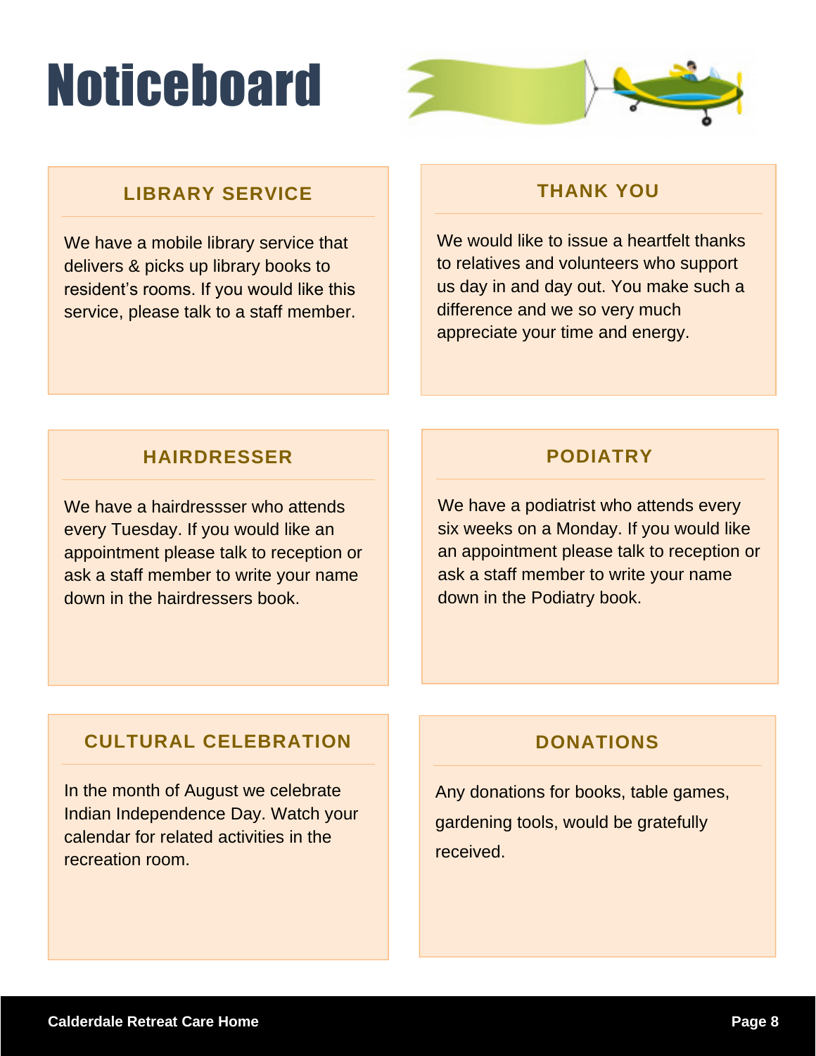# Noticeboard

## LIBRARY SERVICE

We have a mobile library service that delivers & picks up library books to resident's rooms. If you would like this service, please talk to a staff member.

## THANK YOU

We would like to issue a heartfelt thanks to relatives and volunteers who support us day in and day out. You make such a difference and we so very much appreciate your time and energy.

## HAIRDRESSER

We have a hairdressser who attends every Tuesday. If you would like an appointment please talk to reception or ask a staff member to write your name down in the hairdressers book.

## PODIATRY

We have a podiatrist who attends every six weeks on a Monday. If you would like an appointment please talk to reception or ask a staff member to write your name down in the Podiatry book.

## CULTURAL CELEBRATION

In the month of August we celebrate Indian Independence Day. Watch your calendar for related activities in the recreation room.

## DONATIONS

Any donations for books, table games, gardening tools, would be gratefully received.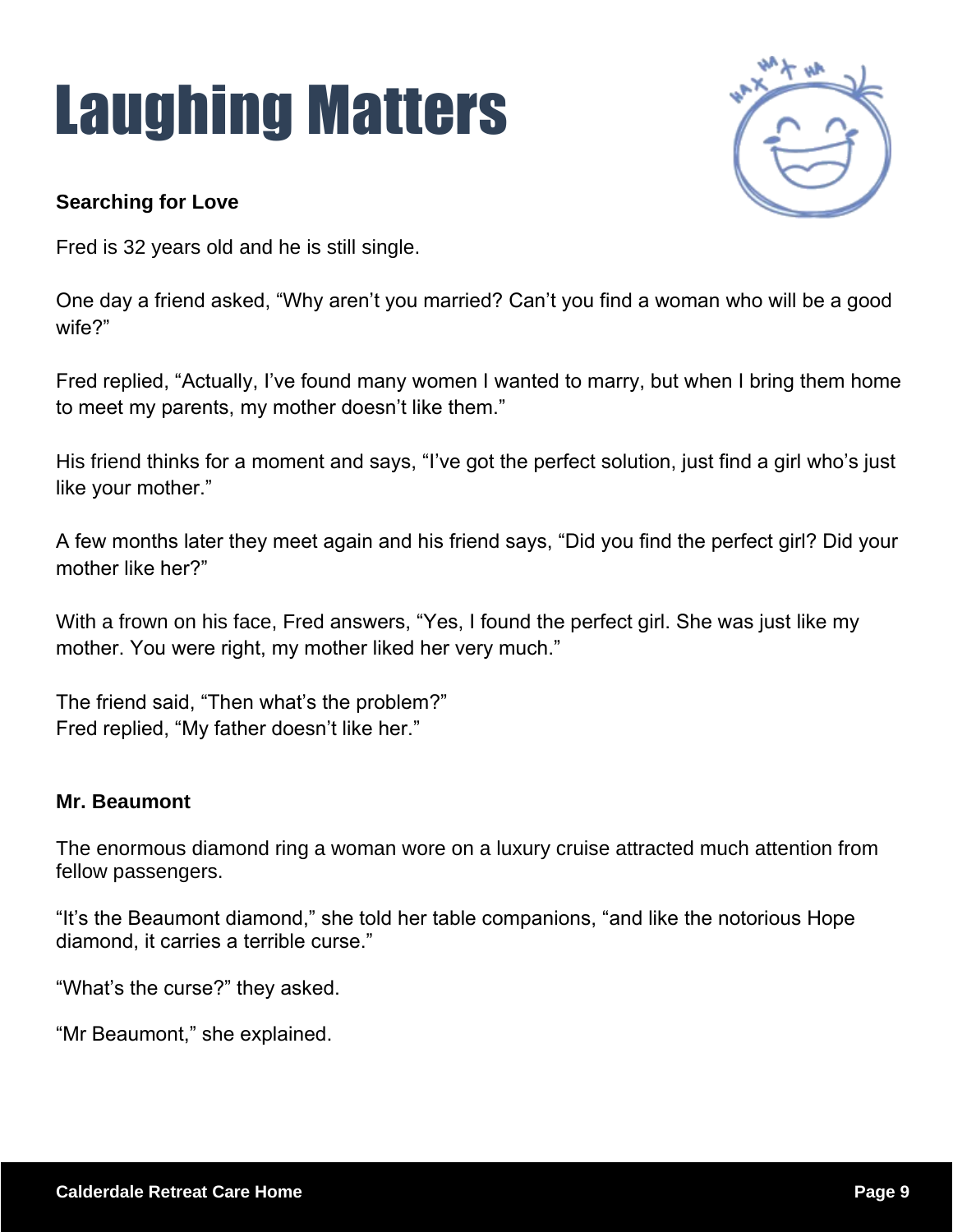# Laughing Matters

### Searching for Love

Fred is 32 years old and he is still single.

One day a friend asked, “Why aren’t you married? Can’t you find a woman who will be a good wife?”

Fred replied, “Actually, I’ve found many women I wanted to marry, but when I bring them home to meet my parents, my mother doesn’t like them.”

His friend thinks for a moment and says, “I’ve got the perfect solution, just find a girl who’s just like your mother.”

A few months later they meet again and his friend says, “Did you find the perfect girl? Did your mother like her?”

With a frown on his face, Fred answers, “Yes, I found the perfect girl. She was just like my mother. You were right, my mother liked her very much.”

The friend said, “Then what’s the problem?”
Fred replied, “My father doesn’t like her.”

### Mr. Beaumont

The enormous diamond ring a woman wore on a luxury cruise attracted much attention from fellow passengers.

“It’s the Beaumont diamond,” she told her table companions, “and like the notorious Hope diamond, it carries a terrible curse.”

“What’s the curse?” they asked.

“Mr Beaumont,” she explained.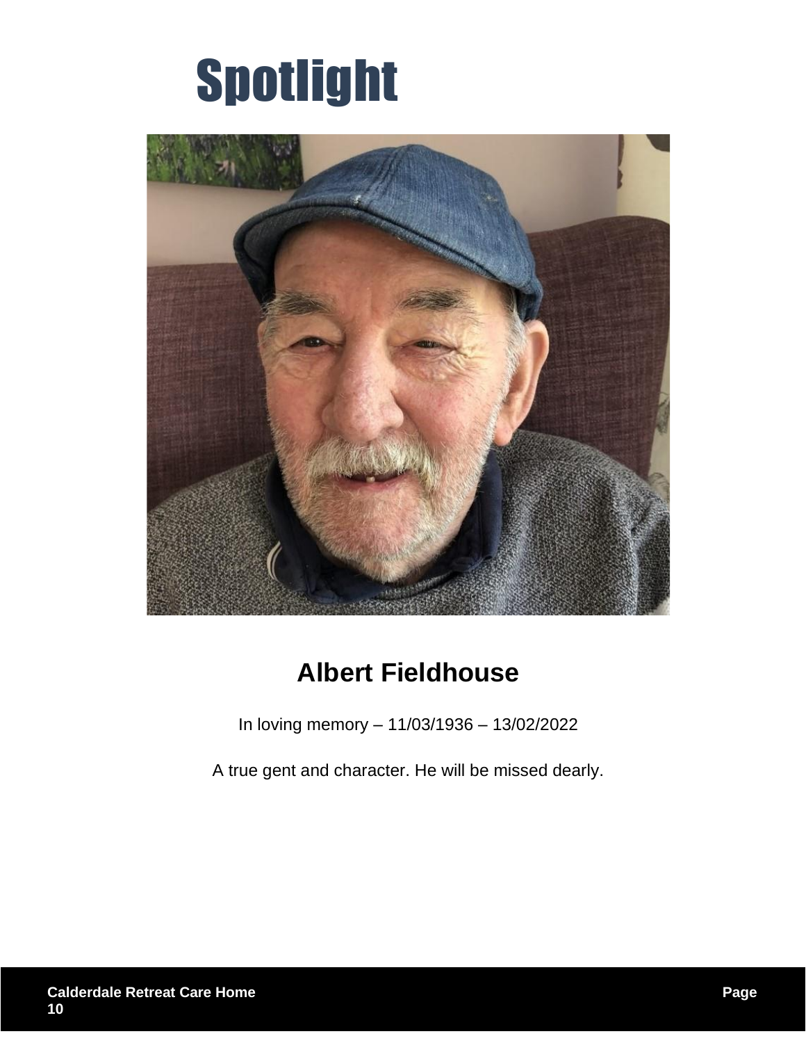# Spotlight

## Albert Fieldhouse

In loving memory – 11/03/1936 – 13/02/2022

A true gent and character. He will be missed dearly.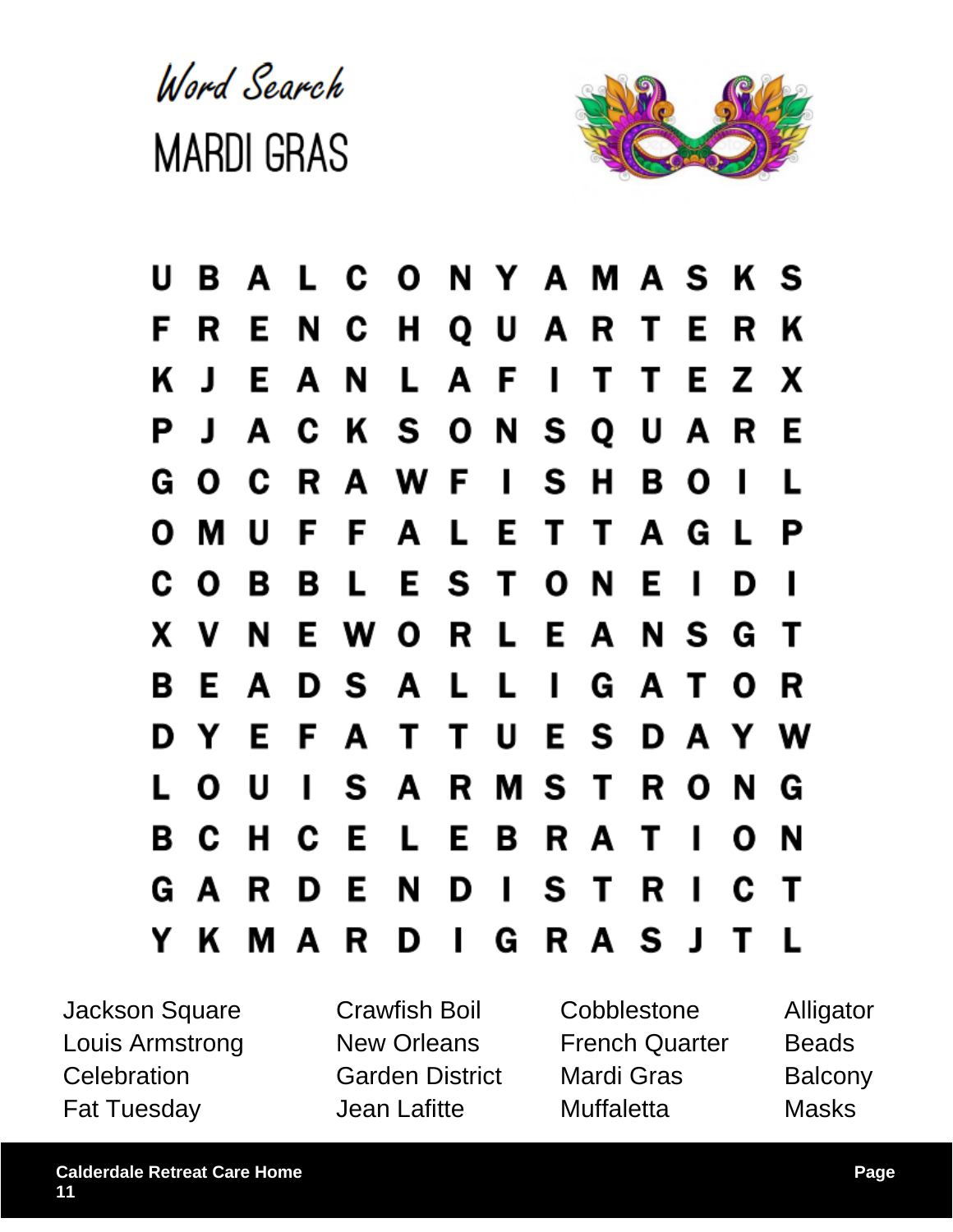*Word Search*

# MARDI GRAS

| | | | | | | | | | | | | | |
|---|---|---|---|---|---|---|---|---|---|---|---|---|---|
| U | B | A | L | C | O | N | Y | A | M | A | S | K | S |
| F | R | E | N | C | H | Q | U | A | R | T | E | R | K |
| K | J | E | A | N | L | A | F | I | T | T | E | Z | X |
| P | J | A | C | K | S | O | N | S | Q | U | A | R | E |
| G | O | C | R | A | W | F | I | S | H | B | O | I | L |
| O | M | U | F | F | A | L | E | T | T | A | G | L | P |
| C | O | B | B | L | E | S | T | O | N | E | I | D | I |
| X | V | N | E | W | O | R | L | E | A | N | S | G | T |
| B | E | A | D | S | A | L | L | I | G | A | T | O | R |
| D | Y | E | F | A | T | T | U | E | S | D | A | Y | W |
| L | O | U | I | S | A | R | M | S | T | R | O | N | G |
| B | C | H | C | E | L | E | B | R | A | T | I | O | N |
| G | A | R | D | E | N | D | I | S | T | R | I | C | T |
| Y | K | M | A | R | D | I | G | R | A | S | J | T | L |

Jackson Square
Louis Armstrong
Celebration
Fat Tuesday

Crawfish Boil
New Orleans
Garden District
Jean Lafitte

Cobblestone
French Quarter
Mardi Gras
Muffaletta

Alligator
Beads
Balcony
Masks

Calderdale Retreat Care Home